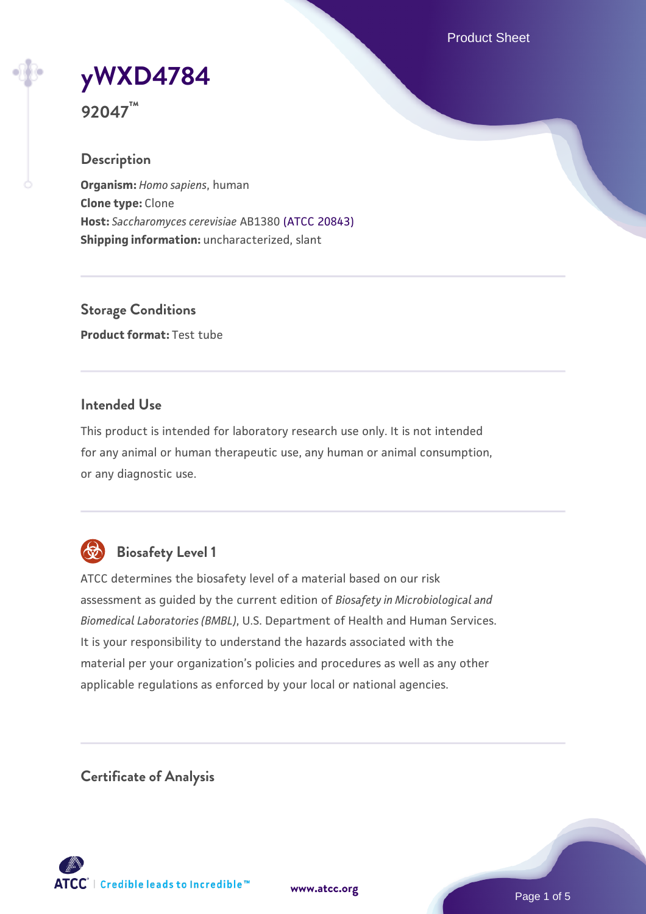# yWXD4784

**92047™**

## Description

**Organism:** *Homo sapiens*, human
**Clone type:** Clone
**Host:** *Saccharomyces cerevisiae* AB1380 (ATCC 20843)
**Shipping information:** uncharacterized, slant

## Storage Conditions

**Product format:** Test tube

## Intended Use

This product is intended for laboratory research use only. It is not intended for any animal or human therapeutic use, any human or animal consumption, or any diagnostic use.

## Biosafety Level 1

ATCC determines the biosafety level of a material based on our risk assessment as guided by the current edition of *Biosafety in Microbiological and Biomedical Laboratories (BMBL)*, U.S. Department of Health and Human Services. It is your responsibility to understand the hazards associated with the material per your organization's policies and procedures as well as any other applicable regulations as enforced by your local or national agencies.

## Certificate of Analysis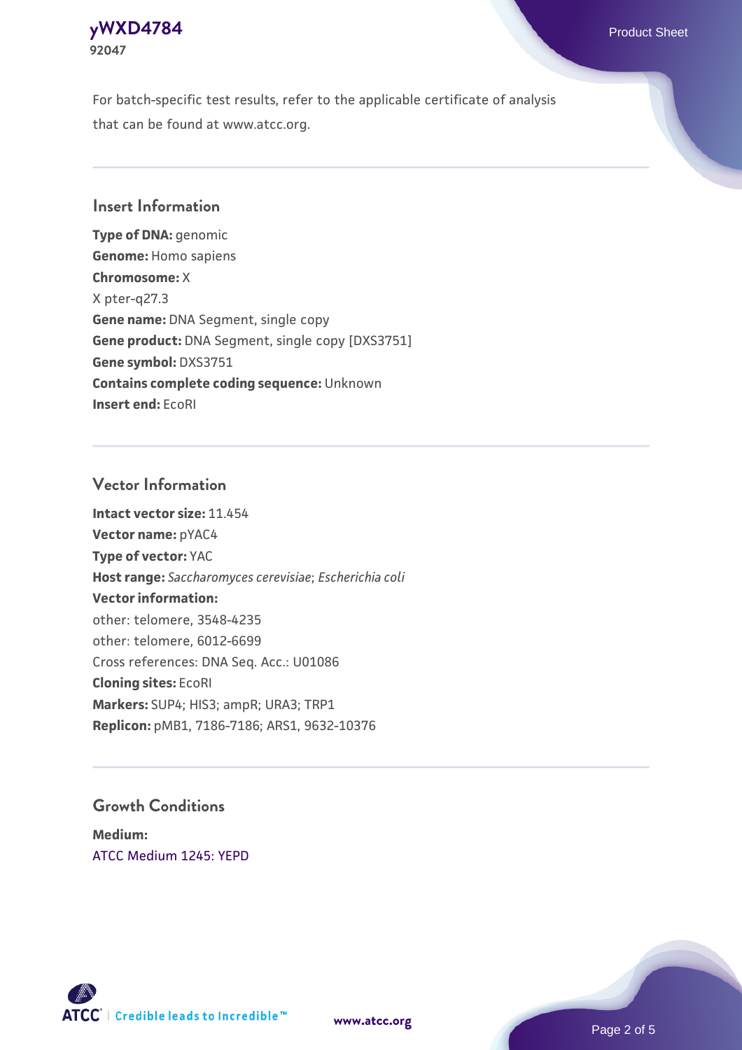For batch-specific test results, refer to the applicable certificate of analysis that can be found at www.atcc.org.

## Insert Information

**Type of DNA:** genomic
**Genome:** Homo sapiens
**Chromosome:** X
X pter-q27.3
**Gene name:** DNA Segment, single copy
**Gene product:** DNA Segment, single copy [DXS3751]
**Gene symbol:** DXS3751
**Contains complete coding sequence:** Unknown
**Insert end:** EcoRI

## Vector Information

**Intact vector size:** 11.454
**Vector name:** pYAC4
**Type of vector:** YAC
**Host range:** *Saccharomyces cerevisiae*; *Escherichia coli*
**Vector information:**
other: telomere, 3548-4235
other: telomere, 6012-6699
Cross references: DNA Seq. Acc.: U01086
**Cloning sites:** EcoRI
**Markers:** SUP4; HIS3; ampR; URA3; TRP1
**Replicon:** pMB1, 7186-7186; ARS1, 9632-10376

## Growth Conditions

**Medium:**
ATCC Medium 1245: YEPD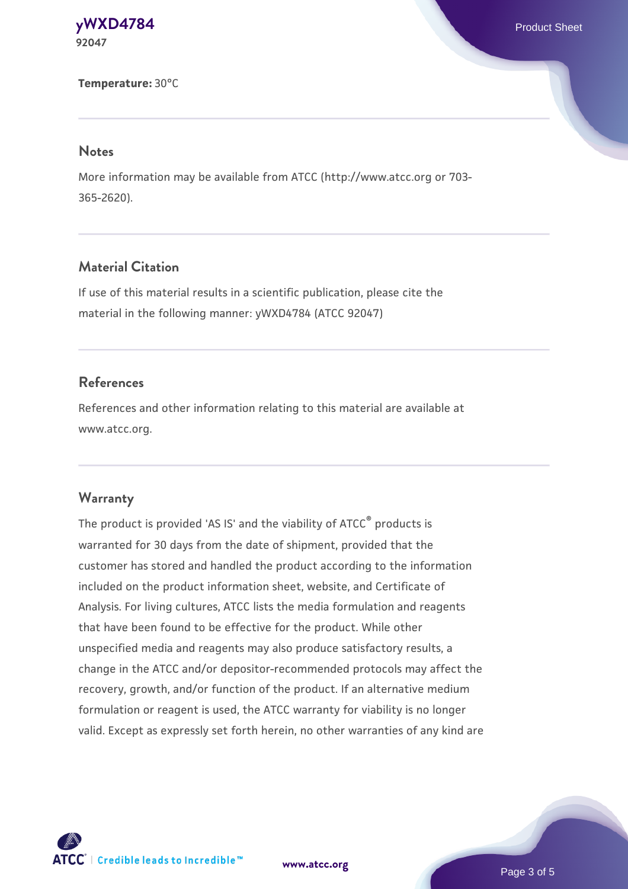**Temperature:** 30°C

## Notes

More information may be available from ATCC (http://www.atcc.org or 703-365-2620).

## Material Citation

If use of this material results in a scientific publication, please cite the material in the following manner: yWXD4784 (ATCC 92047)

## References

References and other information relating to this material are available at www.atcc.org.

## Warranty

The product is provided 'AS IS' and the viability of ATCC® products is warranted for 30 days from the date of shipment, provided that the customer has stored and handled the product according to the information included on the product information sheet, website, and Certificate of Analysis. For living cultures, ATCC lists the media formulation and reagents that have been found to be effective for the product. While other unspecified media and reagents may also produce satisfactory results, a change in the ATCC and/or depositor-recommended protocols may affect the recovery, growth, and/or function of the product. If an alternative medium formulation or reagent is used, the ATCC warranty for viability is no longer valid. Except as expressly set forth herein, no other warranties of any kind are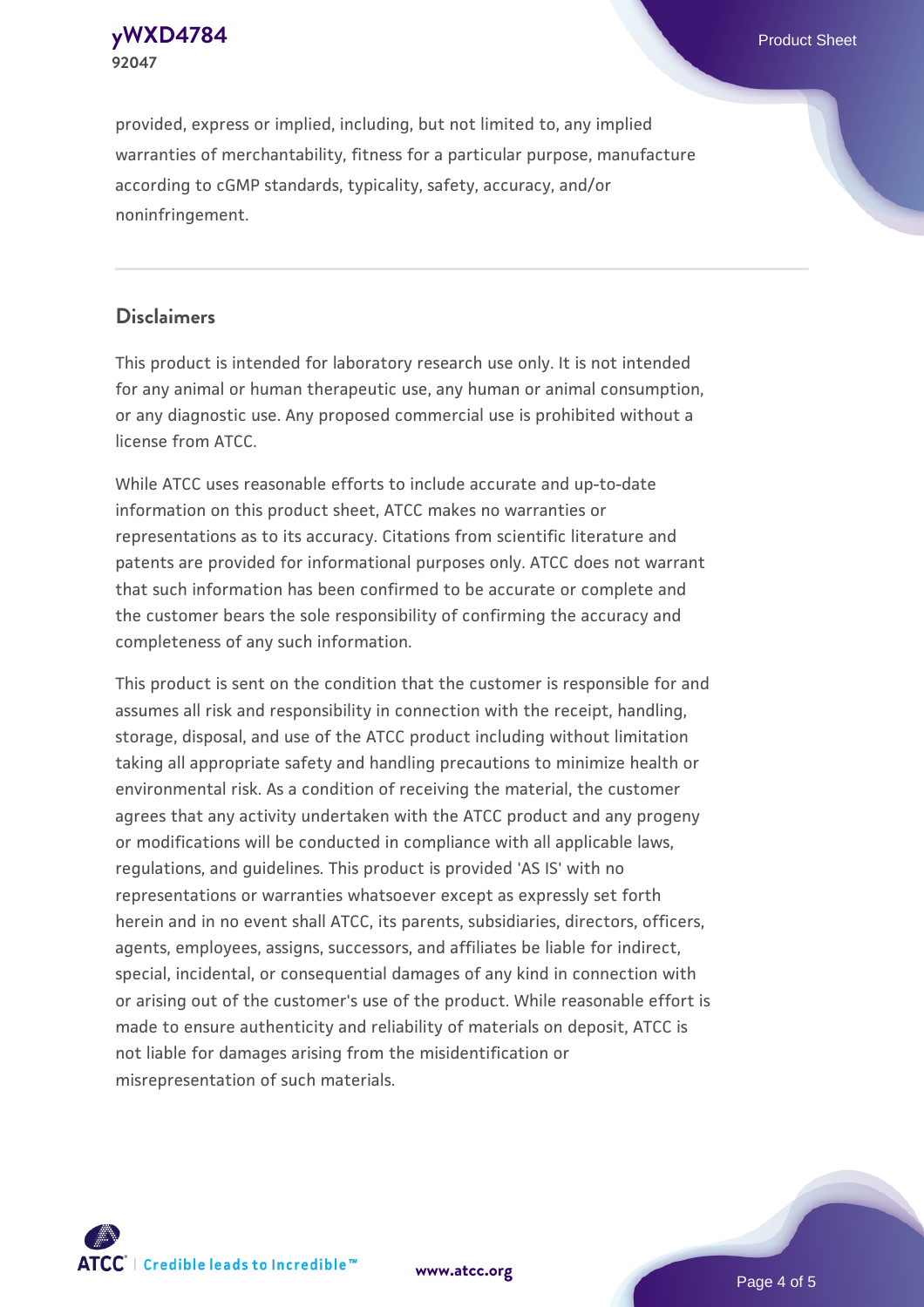provided, express or implied, including, but not limited to, any implied warranties of merchantability, fitness for a particular purpose, manufacture according to cGMP standards, typicality, safety, accuracy, and/or noninfringement.

## Disclaimers

This product is intended for laboratory research use only. It is not intended for any animal or human therapeutic use, any human or animal consumption, or any diagnostic use. Any proposed commercial use is prohibited without a license from ATCC.

While ATCC uses reasonable efforts to include accurate and up-to-date information on this product sheet, ATCC makes no warranties or representations as to its accuracy. Citations from scientific literature and patents are provided for informational purposes only. ATCC does not warrant that such information has been confirmed to be accurate or complete and the customer bears the sole responsibility of confirming the accuracy and completeness of any such information.

This product is sent on the condition that the customer is responsible for and assumes all risk and responsibility in connection with the receipt, handling, storage, disposal, and use of the ATCC product including without limitation taking all appropriate safety and handling precautions to minimize health or environmental risk. As a condition of receiving the material, the customer agrees that any activity undertaken with the ATCC product and any progeny or modifications will be conducted in compliance with all applicable laws, regulations, and guidelines. This product is provided 'AS IS' with no representations or warranties whatsoever except as expressly set forth herein and in no event shall ATCC, its parents, subsidiaries, directors, officers, agents, employees, assigns, successors, and affiliates be liable for indirect, special, incidental, or consequential damages of any kind in connection with or arising out of the customer's use of the product. While reasonable effort is made to ensure authenticity and reliability of materials on deposit, ATCC is not liable for damages arising from the misidentification or misrepresentation of such materials.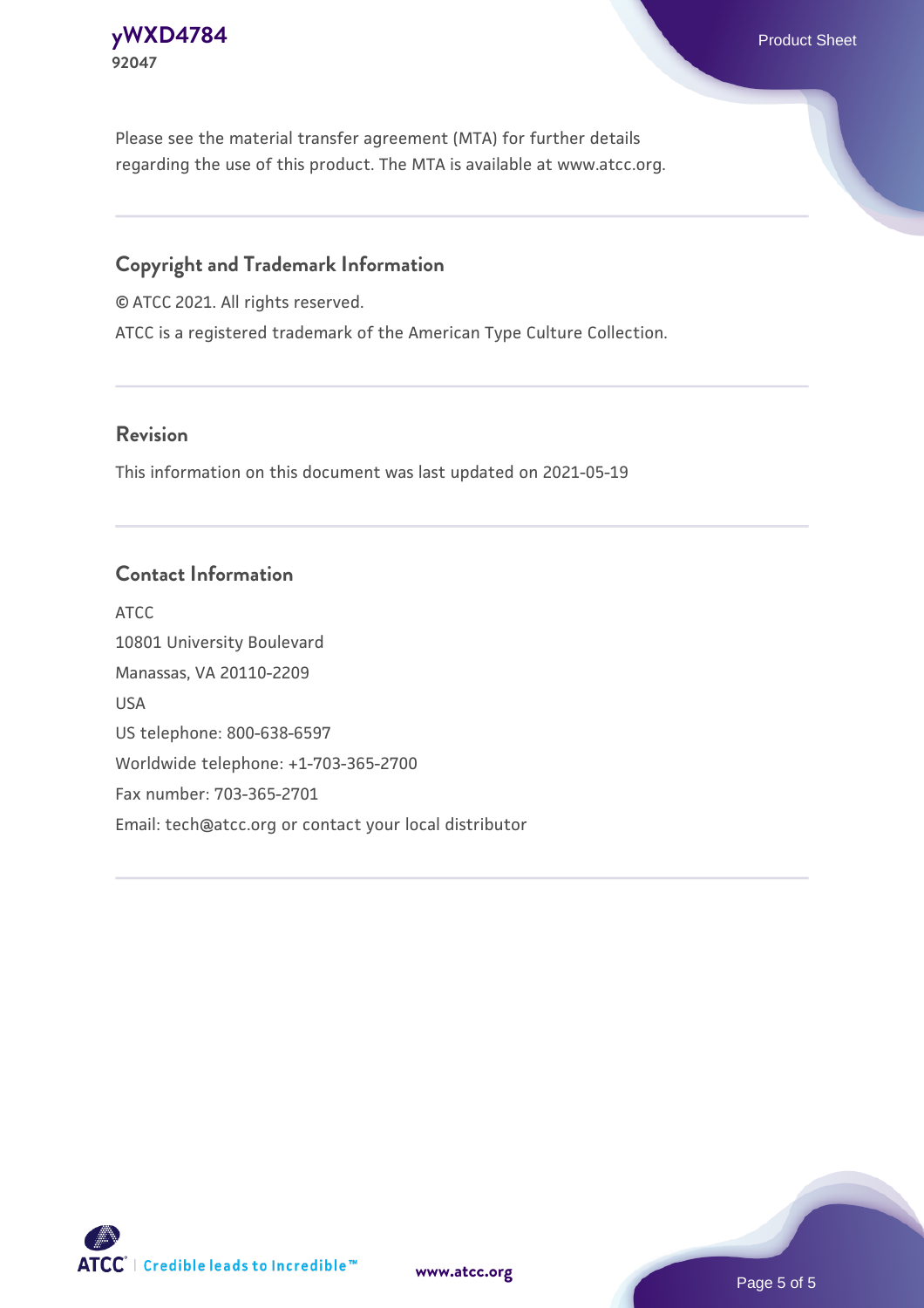Please see the material transfer agreement (MTA) for further details regarding the use of this product. The MTA is available at www.atcc.org.

## Copyright and Trademark Information

© ATCC 2021. All rights reserved.

ATCC is a registered trademark of the American Type Culture Collection.

## Revision

This information on this document was last updated on 2021-05-19

## Contact Information

ATCC

10801 University Boulevard

Manassas, VA 20110-2209

USA

US telephone: 800-638-6597

Worldwide telephone: +1-703-365-2700

Fax number: 703-365-2701

Email: tech@atcc.org or contact your local distributor